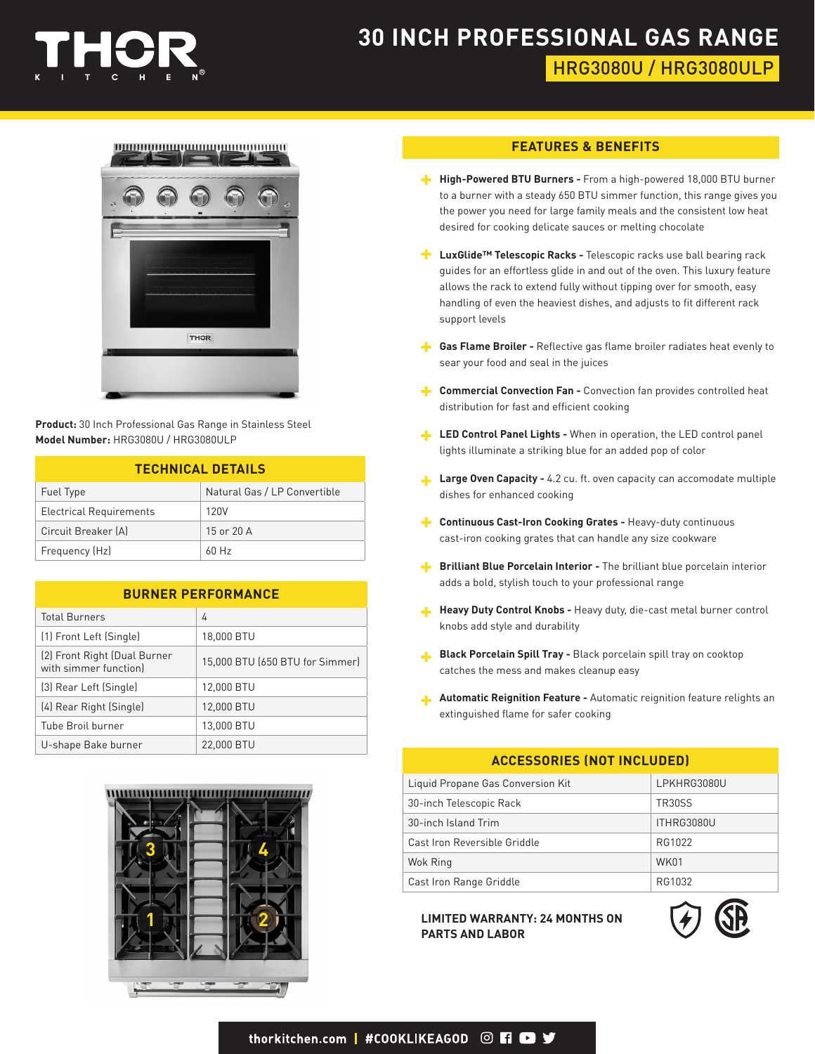# 30 INCH PROFESSIONAL GAS RANGE

## HRG3080U / HRG3080ULP

**Product:** 30 Inch Professional Gas Range in Stainless Steel
**Model Number:** HRG3080U / HRG3080ULP

| TECHNICAL DETAILS | |
|---|---|
| Fuel Type | Natural Gas / LP Convertible |
| Electrical Requirements | 120V |
| Circuit Breaker (A) | 15 or 20 A |
| Frequency (Hz) | 60 Hz |

| BURNER PERFORMANCE | |
|---|---|
| Total Burners | 4 |
| (1) Front Left (Single) | 18,000 BTU |
| (2) Front Right (Dual Burner with simmer function) | 15,000 BTU (650 BTU for Simmer) |
| (3) Rear Left (Single) | 12,000 BTU |
| (4) Rear Right (Single) | 12,000 BTU |
| Tube Broil burner | 13,000 BTU |
| U-shape Bake burner | 22,000 BTU |

## FEATURES & BENEFITS

- **High-Powered BTU Burners -** From a high-powered 18,000 BTU burner to a burner with a steady 650 BTU simmer function, this range gives you the power you need for large family meals and the consistent low heat desired for cooking delicate sauces or melting chocolate
- **LuxGlide™ Telescopic Racks -** Telescopic racks use ball bearing rack guides for an effortless glide in and out of the oven. This luxury feature allows the rack to extend fully without tipping over for smooth, easy handling of even the heaviest dishes, and adjusts to fit different rack support levels
- **Gas Flame Broiler -** Reflective gas flame broiler radiates heat evenly to sear your food and seal in the juices
- **Commercial Convection Fan -** Convection fan provides controlled heat distribution for fast and efficient cooking
- **LED Control Panel Lights -** When in operation, the LED control panel lights illuminate a striking blue for an added pop of color
- **Large Oven Capacity -** 4.2 cu. ft. oven capacity can accomodate multiple dishes for enhanced cooking
- **Continuous Cast-Iron Cooking Grates -** Heavy-duty continuous cast-iron cooking grates that can handle any size cookware
- **Brilliant Blue Porcelain Interior -** The brilliant blue porcelain interior adds a bold, stylish touch to your professional range
- **Heavy Duty Control Knobs -** Heavy duty, die-cast metal burner control knobs add style and durability
- **Black Porcelain Spill Tray -** Black porcelain spill tray on cooktop catches the mess and makes cleanup easy
- **Automatic Reignition Feature -** Automatic reignition feature relights an extinguished flame for safer cooking

| ACCESSORIES (NOT INCLUDED) | |
|---|---|
| Liquid Propane Gas Conversion Kit | LPKHRG3080U |
| 30-inch Telescopic Rack | TR30SS |
| 30-inch Island Trim | ITHRG3080U |
| Cast Iron Reversible Griddle | RG1022 |
| Wok Ring | WK01 |
| Cast Iron Range Griddle | RG1032 |

**LIMITED WARRANTY: 24 MONTHS ON PARTS AND LABOR**

thorkitchen.com | #COOKLIKEAGOD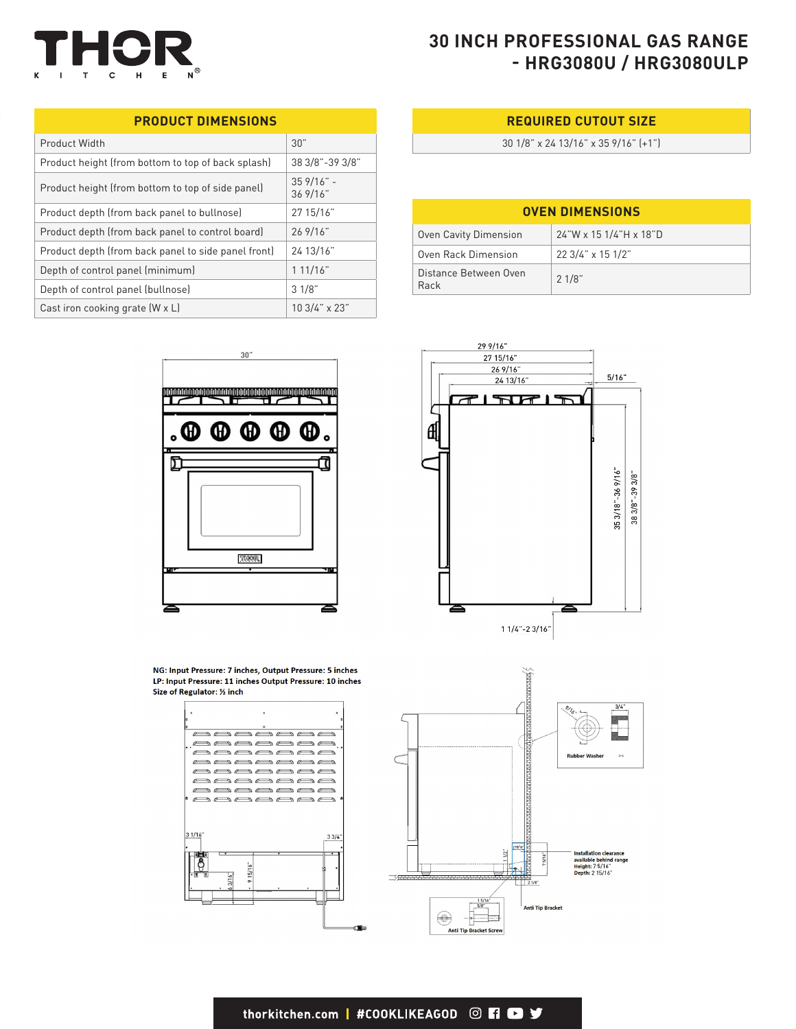# 30 INCH PROFESSIONAL GAS RANGE - HRG3080U / HRG3080ULP

## PRODUCT DIMENSIONS

| | |
|---|---|
| Product Width | 30" |
| Product height (from bottom to top of back splash) | 38 3/8"-39 3/8" |
| Product height (from bottom to top of side panel) | 35 9/16" - 36 9/16" |
| Product depth (from back panel to bullnose) | 27 15/16" |
| Product depth (from back panel to control board) | 26 9/16" |
| Product depth (from back panel to side panel front) | 24 13/16" |
| Depth of control panel (minimum) | 1 11/16" |
| Depth of control panel (bullnose) | 3 1/8" |
| Cast iron cooking grate (W x L) | 10 3/4" x 23" |

## REQUIRED CUTOUT SIZE

30 1/8" x 24 13/16" x 35 9/16" (+1")

## OVEN DIMENSIONS

| | |
|---|---|
| Oven Cavity Dimension | 24"W x 15 1/4"H x 18"D |
| Oven Rack Dimension | 22 3/4" x 15 1/2" |
| Distance Between Oven Rack | 2 1/8" |

30"

29 9/16"
27 15/16"
26 9/16"
24 13/16"
5/16"
35 3/18" -36 9/16"
38 3/8" -39 3/8"
1 1/4"-2 3/16"

**NG: Input Pressure: 7 inches, Output Pressure: 5 inches**
**LP: Input Pressure: 11 inches Output Pressure: 10 inches**
**Size of Regulator: ½ inch**

3 1/16"
3 3/4"
6 3/16"
9 15/16"

9/16"
3/4"
Rubber Washer

Installation clearance available behind range
Height: 7 5/16"
Depth: 2 15/16"

Anti Tip Bracket
Anti Tip Bracket Screw

thorkitchen.com | #COOKLIKEAGOD